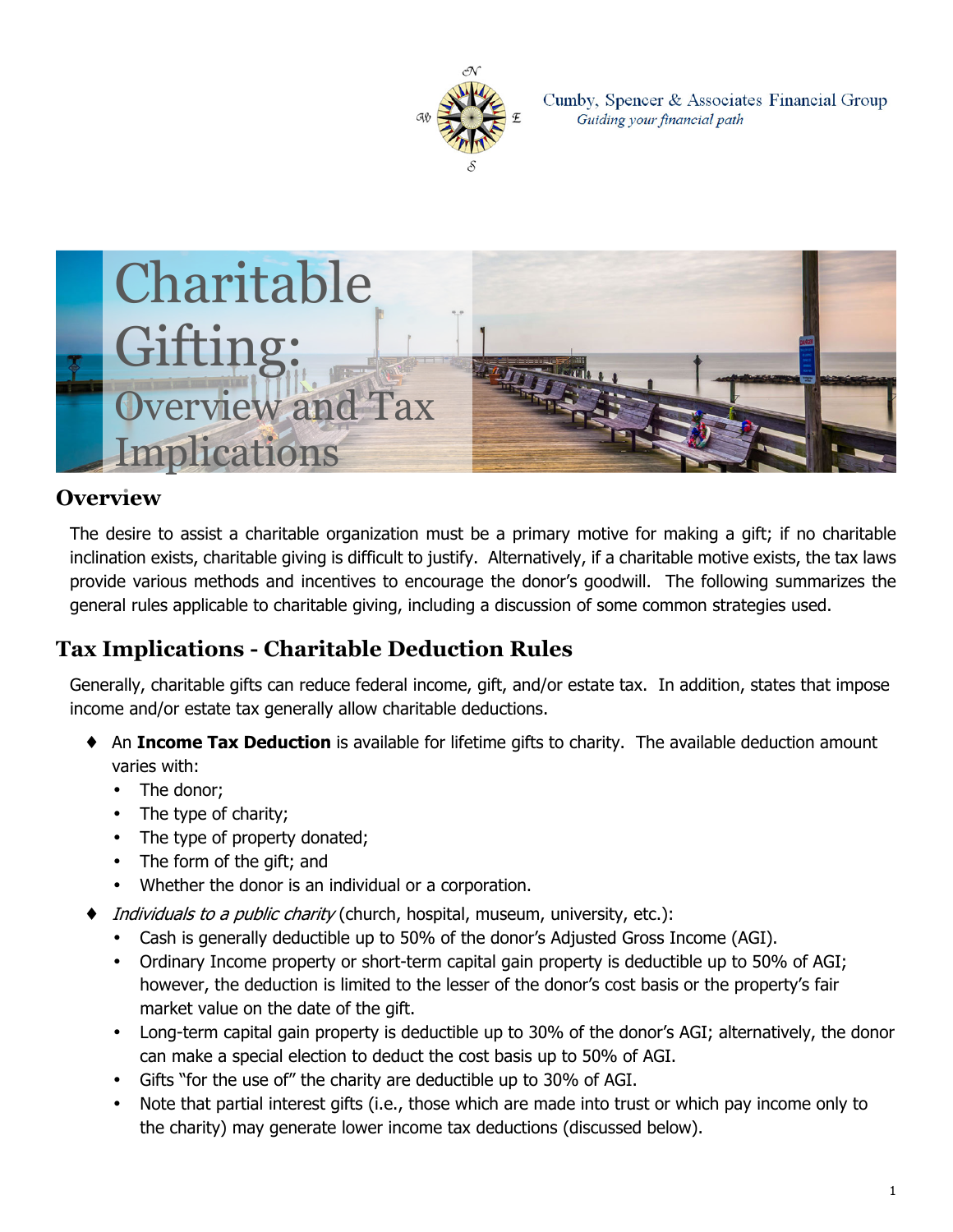Cumby, Spencer & Associates Financial Group
*Guiding your financial path*

# Charitable Gifting: Overview and Tax Implications

## Overview

The desire to assist a charitable organization must be a primary motive for making a gift; if no charitable inclination exists, charitable giving is difficult to justify. Alternatively, if a charitable motive exists, the tax laws provide various methods and incentives to encourage the donor's goodwill. The following summarizes the general rules applicable to charitable giving, including a discussion of some common strategies used.

## Tax Implications - Charitable Deduction Rules

Generally, charitable gifts can reduce federal income, gift, and/or estate tax. In addition, states that impose income and/or estate tax generally allow charitable deductions.

- An **Income Tax Deduction** is available for lifetime gifts to charity. The available deduction amount varies with:
  - The donor;
  - The type of charity;
  - The type of property donated;
  - The form of the gift; and
  - Whether the donor is an individual or a corporation.
- *Individuals to a public charity* (church, hospital, museum, university, etc.):
  - Cash is generally deductible up to 50% of the donor's Adjusted Gross Income (AGI).
  - Ordinary Income property or short-term capital gain property is deductible up to 50% of AGI; however, the deduction is limited to the lesser of the donor's cost basis or the property's fair market value on the date of the gift.
  - Long-term capital gain property is deductible up to 30% of the donor's AGI; alternatively, the donor can make a special election to deduct the cost basis up to 50% of AGI.
  - Gifts "for the use of" the charity are deductible up to 30% of AGI.
  - Note that partial interest gifts (i.e., those which are made into trust or which pay income only to the charity) may generate lower income tax deductions (discussed below).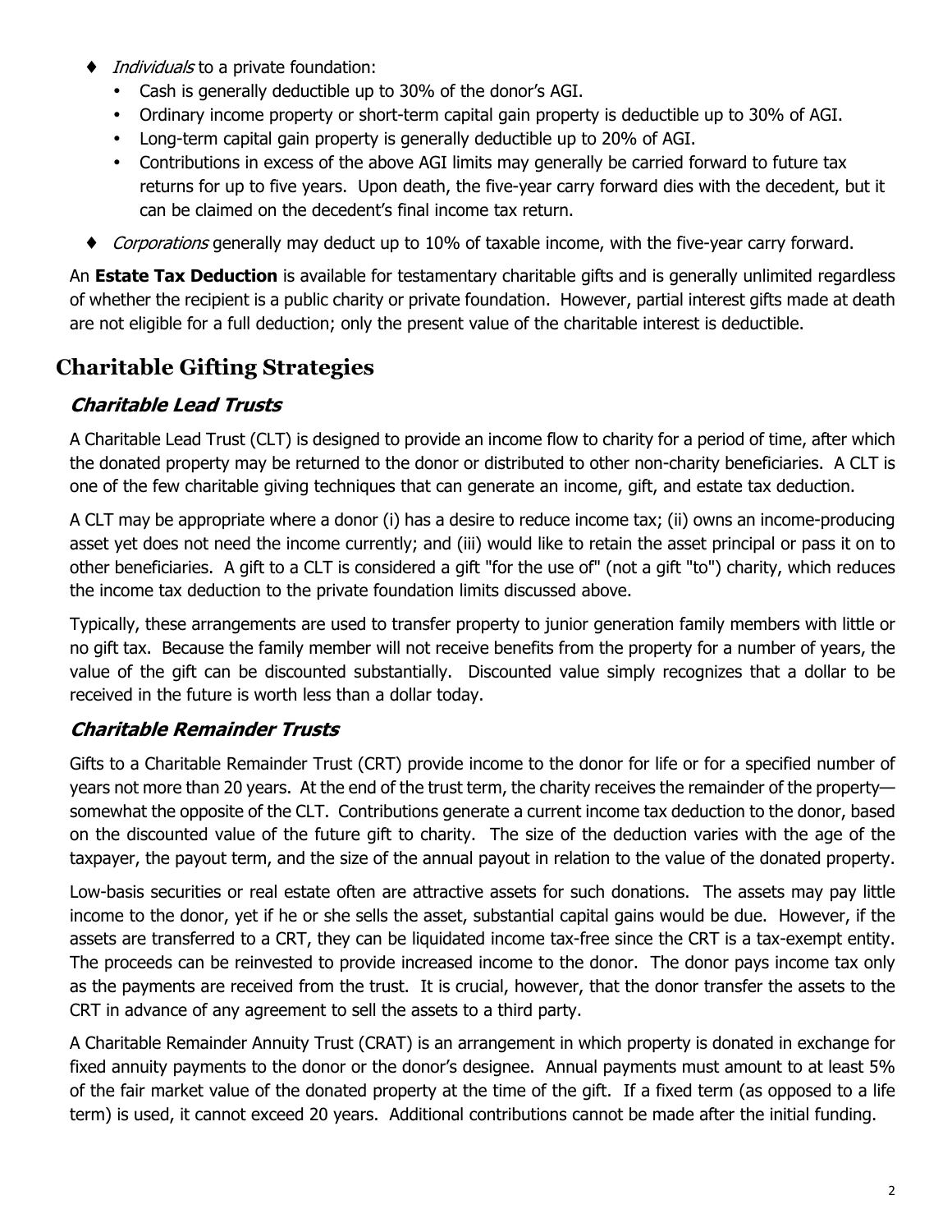- *Individuals* to a private foundation:
  - Cash is generally deductible up to 30% of the donor's AGI.
  - Ordinary income property or short-term capital gain property is deductible up to 30% of AGI.
  - Long-term capital gain property is generally deductible up to 20% of AGI.
  - Contributions in excess of the above AGI limits may generally be carried forward to future tax returns for up to five years. Upon death, the five-year carry forward dies with the decedent, but it can be claimed on the decedent's final income tax return.
- *Corporations* generally may deduct up to 10% of taxable income, with the five-year carry forward.

An **Estate Tax Deduction** is available for testamentary charitable gifts and is generally unlimited regardless of whether the recipient is a public charity or private foundation. However, partial interest gifts made at death are not eligible for a full deduction; only the present value of the charitable interest is deductible.

## Charitable Gifting Strategies

### *Charitable Lead Trusts*

A Charitable Lead Trust (CLT) is designed to provide an income flow to charity for a period of time, after which the donated property may be returned to the donor or distributed to other non-charity beneficiaries. A CLT is one of the few charitable giving techniques that can generate an income, gift, and estate tax deduction.

A CLT may be appropriate where a donor (i) has a desire to reduce income tax; (ii) owns an income-producing asset yet does not need the income currently; and (iii) would like to retain the asset principal or pass it on to other beneficiaries. A gift to a CLT is considered a gift "for the use of" (not a gift "to") charity, which reduces the income tax deduction to the private foundation limits discussed above.

Typically, these arrangements are used to transfer property to junior generation family members with little or no gift tax. Because the family member will not receive benefits from the property for a number of years, the value of the gift can be discounted substantially. Discounted value simply recognizes that a dollar to be received in the future is worth less than a dollar today.

### *Charitable Remainder Trusts*

Gifts to a Charitable Remainder Trust (CRT) provide income to the donor for life or for a specified number of years not more than 20 years. At the end of the trust term, the charity receives the remainder of the property—somewhat the opposite of the CLT. Contributions generate a current income tax deduction to the donor, based on the discounted value of the future gift to charity. The size of the deduction varies with the age of the taxpayer, the payout term, and the size of the annual payout in relation to the value of the donated property.

Low-basis securities or real estate often are attractive assets for such donations. The assets may pay little income to the donor, yet if he or she sells the asset, substantial capital gains would be due. However, if the assets are transferred to a CRT, they can be liquidated income tax-free since the CRT is a tax-exempt entity. The proceeds can be reinvested to provide increased income to the donor. The donor pays income tax only as the payments are received from the trust. It is crucial, however, that the donor transfer the assets to the CRT in advance of any agreement to sell the assets to a third party.

A Charitable Remainder Annuity Trust (CRAT) is an arrangement in which property is donated in exchange for fixed annuity payments to the donor or the donor's designee. Annual payments must amount to at least 5% of the fair market value of the donated property at the time of the gift. If a fixed term (as opposed to a life term) is used, it cannot exceed 20 years. Additional contributions cannot be made after the initial funding.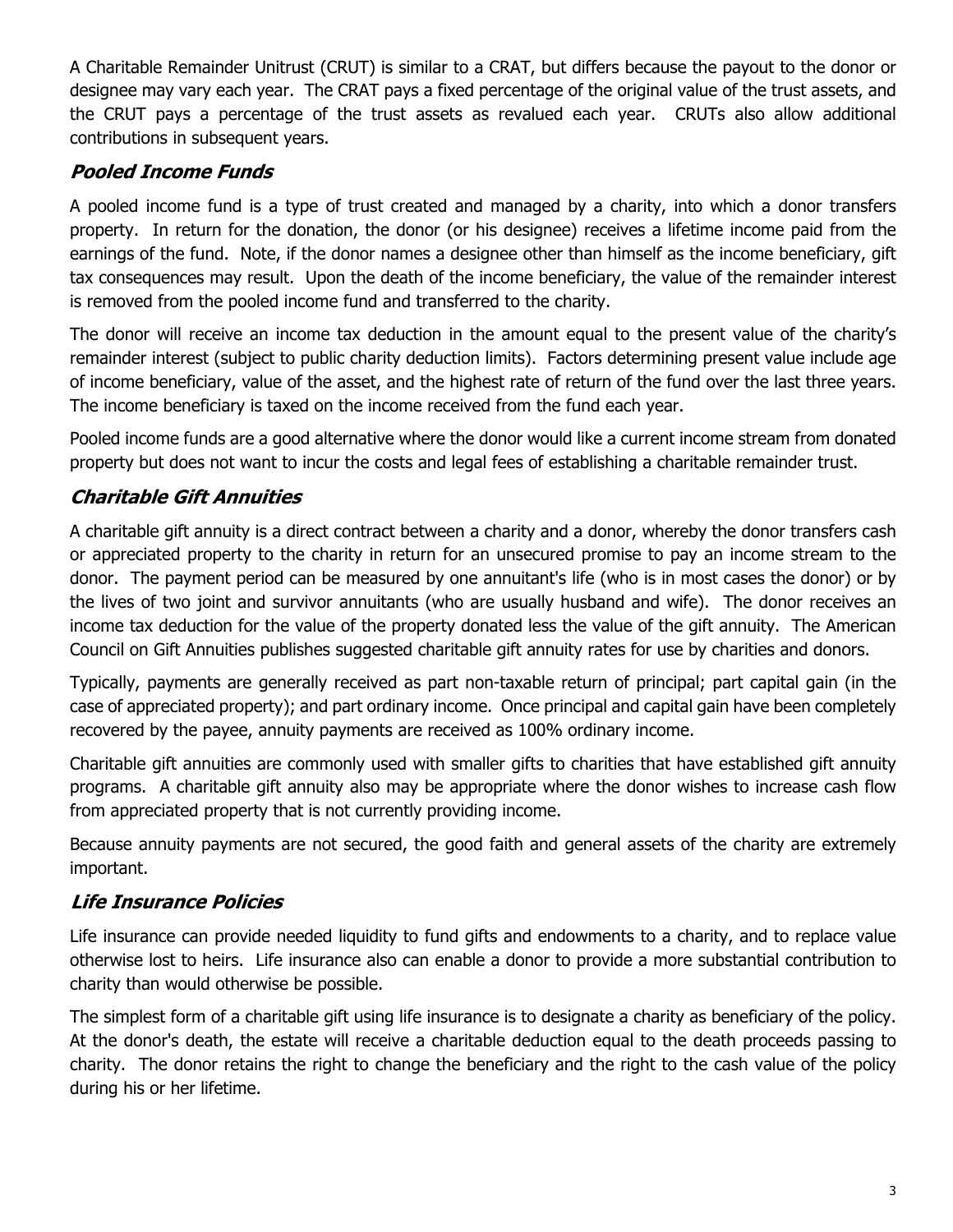A Charitable Remainder Unitrust (CRUT) is similar to a CRAT, but differs because the payout to the donor or designee may vary each year. The CRAT pays a fixed percentage of the original value of the trust assets, and the CRUT pays a percentage of the trust assets as revalued each year. CRUTs also allow additional contributions in subsequent years.

## ***Pooled Income Funds***

A pooled income fund is a type of trust created and managed by a charity, into which a donor transfers property. In return for the donation, the donor (or his designee) receives a lifetime income paid from the earnings of the fund. Note, if the donor names a designee other than himself as the income beneficiary, gift tax consequences may result. Upon the death of the income beneficiary, the value of the remainder interest is removed from the pooled income fund and transferred to the charity.

The donor will receive an income tax deduction in the amount equal to the present value of the charity's remainder interest (subject to public charity deduction limits). Factors determining present value include age of income beneficiary, value of the asset, and the highest rate of return of the fund over the last three years. The income beneficiary is taxed on the income received from the fund each year.

Pooled income funds are a good alternative where the donor would like a current income stream from donated property but does not want to incur the costs and legal fees of establishing a charitable remainder trust.

## ***Charitable Gift Annuities***

A charitable gift annuity is a direct contract between a charity and a donor, whereby the donor transfers cash or appreciated property to the charity in return for an unsecured promise to pay an income stream to the donor. The payment period can be measured by one annuitant's life (who is in most cases the donor) or by the lives of two joint and survivor annuitants (who are usually husband and wife). The donor receives an income tax deduction for the value of the property donated less the value of the gift annuity. The American Council on Gift Annuities publishes suggested charitable gift annuity rates for use by charities and donors.

Typically, payments are generally received as part non-taxable return of principal; part capital gain (in the case of appreciated property); and part ordinary income. Once principal and capital gain have been completely recovered by the payee, annuity payments are received as 100% ordinary income.

Charitable gift annuities are commonly used with smaller gifts to charities that have established gift annuity programs. A charitable gift annuity also may be appropriate where the donor wishes to increase cash flow from appreciated property that is not currently providing income.

Because annuity payments are not secured, the good faith and general assets of the charity are extremely important.

## ***Life Insurance Policies***

Life insurance can provide needed liquidity to fund gifts and endowments to a charity, and to replace value otherwise lost to heirs. Life insurance also can enable a donor to provide a more substantial contribution to charity than would otherwise be possible.

The simplest form of a charitable gift using life insurance is to designate a charity as beneficiary of the policy. At the donor's death, the estate will receive a charitable deduction equal to the death proceeds passing to charity. The donor retains the right to change the beneficiary and the right to the cash value of the policy during his or her lifetime.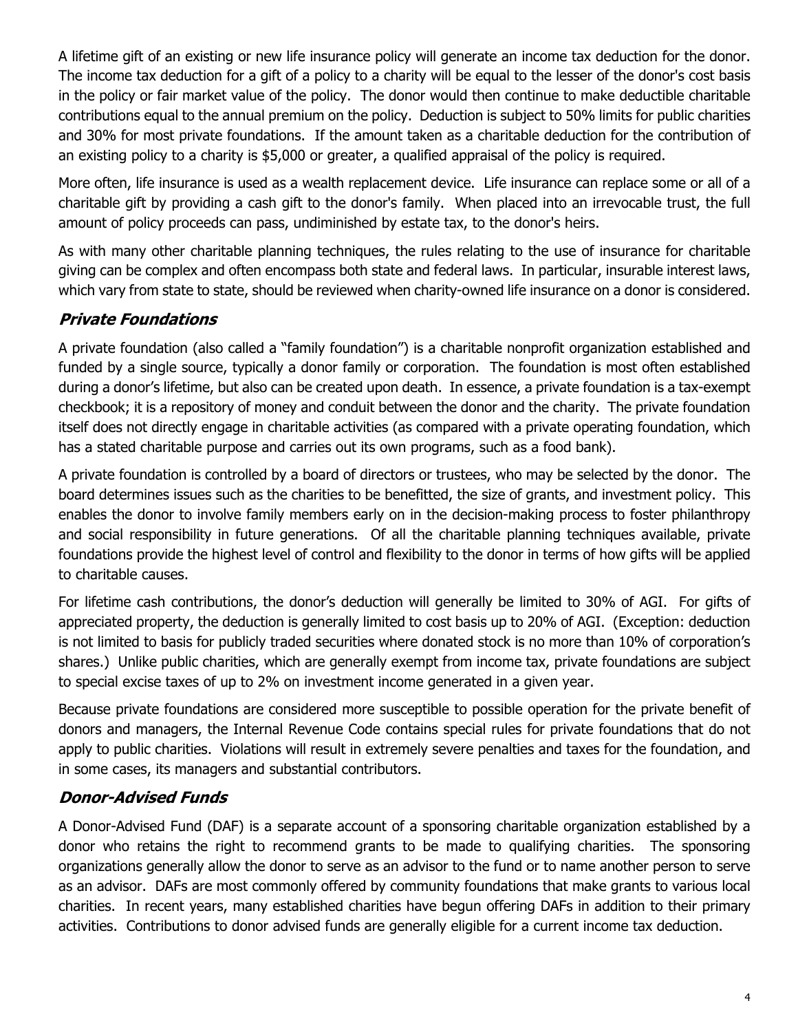A lifetime gift of an existing or new life insurance policy will generate an income tax deduction for the donor. The income tax deduction for a gift of a policy to a charity will be equal to the lesser of the donor's cost basis in the policy or fair market value of the policy. The donor would then continue to make deductible charitable contributions equal to the annual premium on the policy. Deduction is subject to 50% limits for public charities and 30% for most private foundations. If the amount taken as a charitable deduction for the contribution of an existing policy to a charity is $5,000 or greater, a qualified appraisal of the policy is required.

More often, life insurance is used as a wealth replacement device. Life insurance can replace some or all of a charitable gift by providing a cash gift to the donor's family. When placed into an irrevocable trust, the full amount of policy proceeds can pass, undiminished by estate tax, to the donor's heirs.

As with many other charitable planning techniques, the rules relating to the use of insurance for charitable giving can be complex and often encompass both state and federal laws. In particular, insurable interest laws, which vary from state to state, should be reviewed when charity-owned life insurance on a donor is considered.

## *Private Foundations*

A private foundation (also called a "family foundation") is a charitable nonprofit organization established and funded by a single source, typically a donor family or corporation. The foundation is most often established during a donor's lifetime, but also can be created upon death. In essence, a private foundation is a tax-exempt checkbook; it is a repository of money and conduit between the donor and the charity. The private foundation itself does not directly engage in charitable activities (as compared with a private operating foundation, which has a stated charitable purpose and carries out its own programs, such as a food bank).

A private foundation is controlled by a board of directors or trustees, who may be selected by the donor. The board determines issues such as the charities to be benefitted, the size of grants, and investment policy. This enables the donor to involve family members early on in the decision-making process to foster philanthropy and social responsibility in future generations. Of all the charitable planning techniques available, private foundations provide the highest level of control and flexibility to the donor in terms of how gifts will be applied to charitable causes.

For lifetime cash contributions, the donor's deduction will generally be limited to 30% of AGI. For gifts of appreciated property, the deduction is generally limited to cost basis up to 20% of AGI. (Exception: deduction is not limited to basis for publicly traded securities where donated stock is no more than 10% of corporation's shares.) Unlike public charities, which are generally exempt from income tax, private foundations are subject to special excise taxes of up to 2% on investment income generated in a given year.

Because private foundations are considered more susceptible to possible operation for the private benefit of donors and managers, the Internal Revenue Code contains special rules for private foundations that do not apply to public charities. Violations will result in extremely severe penalties and taxes for the foundation, and in some cases, its managers and substantial contributors.

## *Donor-Advised Funds*

A Donor-Advised Fund (DAF) is a separate account of a sponsoring charitable organization established by a donor who retains the right to recommend grants to be made to qualifying charities. The sponsoring organizations generally allow the donor to serve as an advisor to the fund or to name another person to serve as an advisor. DAFs are most commonly offered by community foundations that make grants to various local charities. In recent years, many established charities have begun offering DAFs in addition to their primary activities. Contributions to donor advised funds are generally eligible for a current income tax deduction.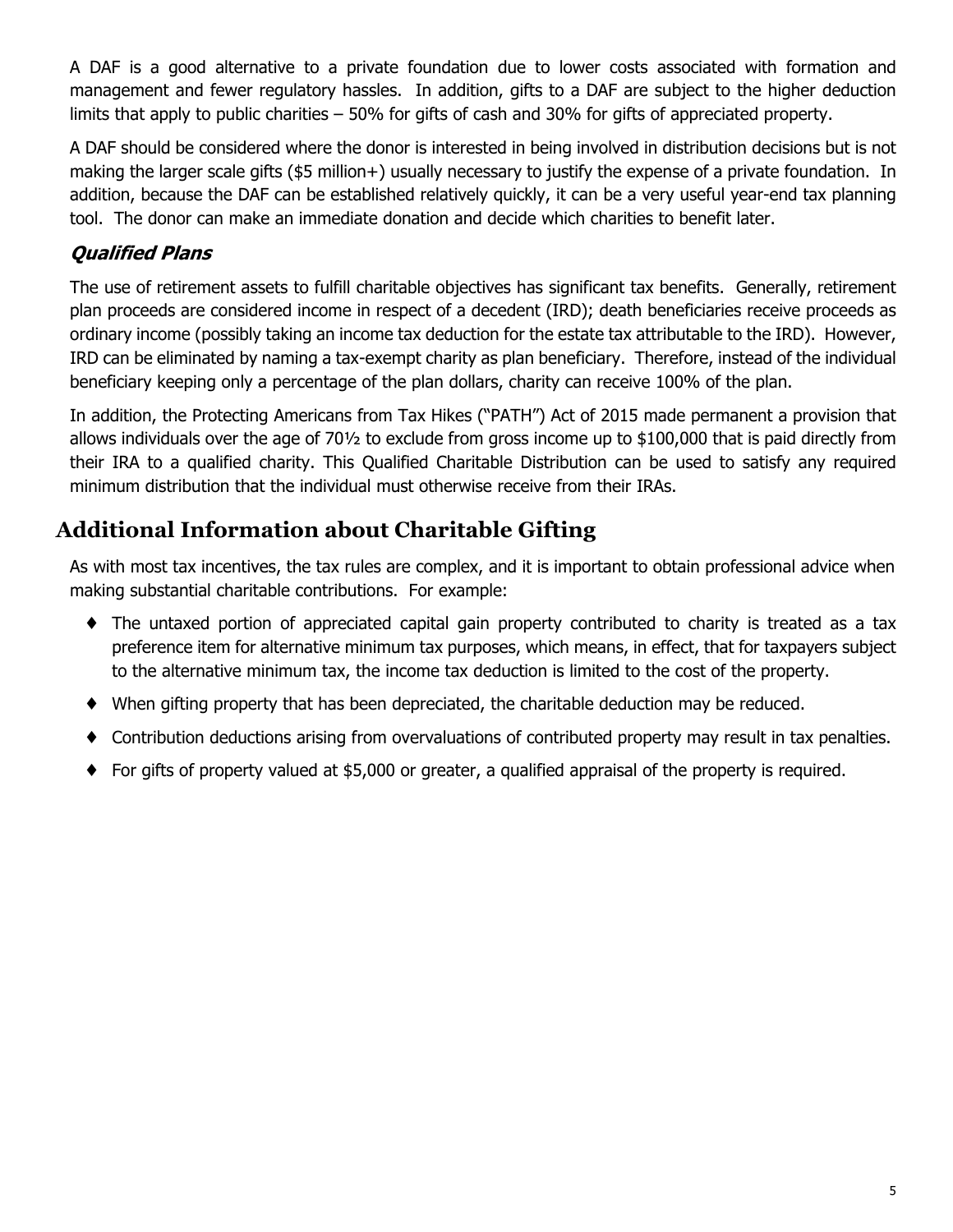A DAF is a good alternative to a private foundation due to lower costs associated with formation and management and fewer regulatory hassles. In addition, gifts to a DAF are subject to the higher deduction limits that apply to public charities – 50% for gifts of cash and 30% for gifts of appreciated property.

A DAF should be considered where the donor is interested in being involved in distribution decisions but is not making the larger scale gifts ($5 million+) usually necessary to justify the expense of a private foundation. In addition, because the DAF can be established relatively quickly, it can be a very useful year-end tax planning tool. The donor can make an immediate donation and decide which charities to benefit later.

### ***Qualified Plans***

The use of retirement assets to fulfill charitable objectives has significant tax benefits. Generally, retirement plan proceeds are considered income in respect of a decedent (IRD); death beneficiaries receive proceeds as ordinary income (possibly taking an income tax deduction for the estate tax attributable to the IRD). However, IRD can be eliminated by naming a tax-exempt charity as plan beneficiary. Therefore, instead of the individual beneficiary keeping only a percentage of the plan dollars, charity can receive 100% of the plan.

In addition, the Protecting Americans from Tax Hikes ("PATH") Act of 2015 made permanent a provision that allows individuals over the age of 70½ to exclude from gross income up to $100,000 that is paid directly from their IRA to a qualified charity. This Qualified Charitable Distribution can be used to satisfy any required minimum distribution that the individual must otherwise receive from their IRAs.

## Additional Information about Charitable Gifting

As with most tax incentives, the tax rules are complex, and it is important to obtain professional advice when making substantial charitable contributions. For example:

- The untaxed portion of appreciated capital gain property contributed to charity is treated as a tax preference item for alternative minimum tax purposes, which means, in effect, that for taxpayers subject to the alternative minimum tax, the income tax deduction is limited to the cost of the property.
- When gifting property that has been depreciated, the charitable deduction may be reduced.
- Contribution deductions arising from overvaluations of contributed property may result in tax penalties.
- For gifts of property valued at $5,000 or greater, a qualified appraisal of the property is required.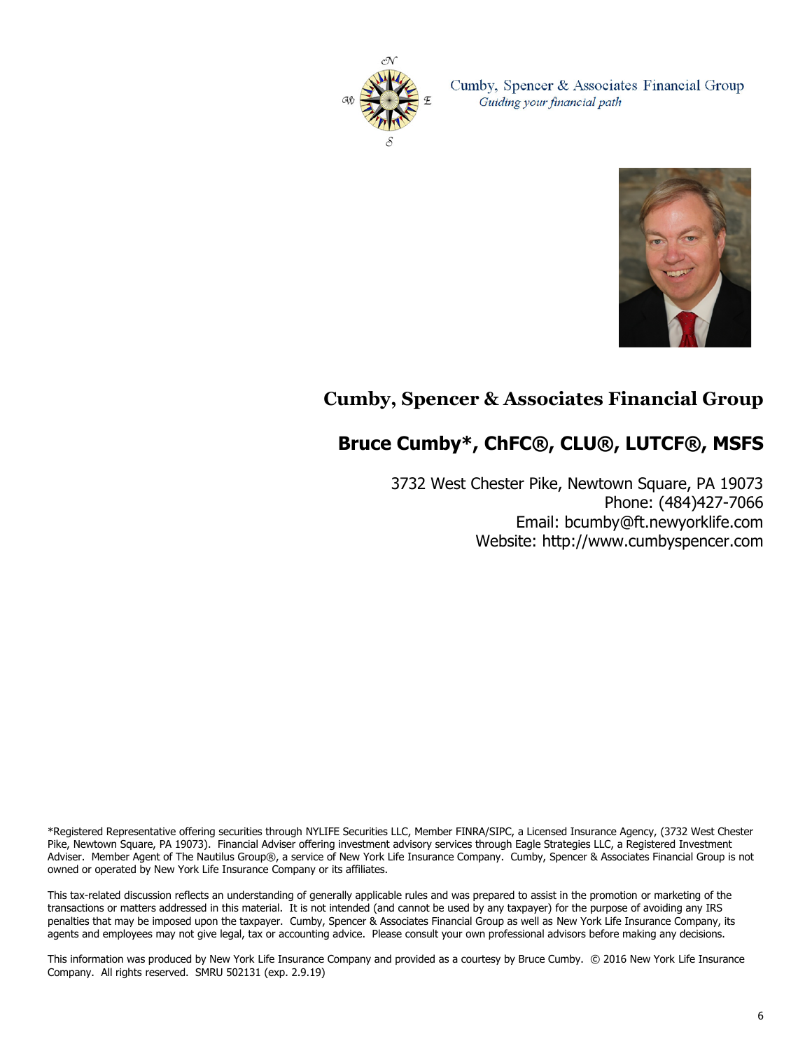Cumby, Spencer & Associates Financial Group
*Guiding your financial path*

## Cumby, Spencer & Associates Financial Group

### Bruce Cumby*, ChFC®, CLU®, LUTCF®, MSFS

3732 West Chester Pike, Newtown Square, PA 19073
Phone: (484)427-7066
Email: bcumby@ft.newyorklife.com
Website: http://www.cumbyspencer.com

*Registered Representative offering securities through NYLIFE Securities LLC, Member FINRA/SIPC, a Licensed Insurance Agency, (3732 West Chester Pike, Newtown Square, PA 19073). Financial Adviser offering investment advisory services through Eagle Strategies LLC, a Registered Investment Adviser. Member Agent of The Nautilus Group®, a service of New York Life Insurance Company. Cumby, Spencer & Associates Financial Group is not owned or operated by New York Life Insurance Company or its affiliates.

This tax-related discussion reflects an understanding of generally applicable rules and was prepared to assist in the promotion or marketing of the transactions or matters addressed in this material. It is not intended (and cannot be used by any taxpayer) for the purpose of avoiding any IRS penalties that may be imposed upon the taxpayer. Cumby, Spencer & Associates Financial Group as well as New York Life Insurance Company, its agents and employees may not give legal, tax or accounting advice. Please consult your own professional advisors before making any decisions.

This information was produced by New York Life Insurance Company and provided as a courtesy by Bruce Cumby. © 2016 New York Life Insurance Company. All rights reserved. SMRU 502131 (exp. 2.9.19)